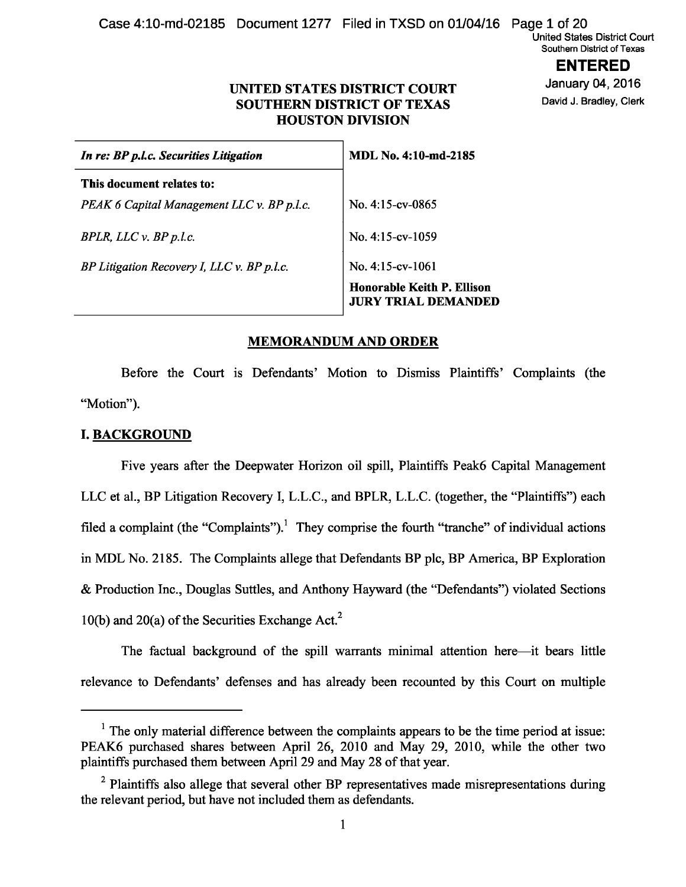UNITED STATES DISTRICT COURT
SOUTHERN DISTRICT OF TEXAS
HOUSTON DIVISION

United States District Court
Southern District of Texas

**ENTERED**

January 04, 2016

David J. Bradley, Clerk

| *In re: BP p.l.c. Securities Litigation* | **MDL No. 4:10-md-2185** |
|---|---|
| **This document relates to:** | |
| *PEAK 6 Capital Management LLC v. BP p.l.c.* | No. 4:15-cv-0865 |
| *BPLR, LLC v. BP p.l.c.* | No. 4:15-cv-1059 |
| *BP Litigation Recovery I, LLC v. BP p.l.c.* | No. 4:15-cv-1061 **Honorable Keith P. Ellison** **JURY TRIAL DEMANDED** |

## MEMORANDUM AND ORDER

Before the Court is Defendants' Motion to Dismiss Plaintiffs' Complaints (the "Motion").

## I. BACKGROUND

Five years after the Deepwater Horizon oil spill, Plaintiffs Peak6 Capital Management LLC et al., BP Litigation Recovery I, L.L.C., and BPLR, L.L.C. (together, the "Plaintiffs") each filed a complaint (the "Complaints").[1] They comprise the fourth "tranche" of individual actions in MDL No. 2185. The Complaints allege that Defendants BP plc, BP America, BP Exploration & Production Inc., Douglas Suttles, and Anthony Hayward (the "Defendants") violated Sections 10(b) and 20(a) of the Securities Exchange Act.[2]

The factual background of the spill warrants minimal attention here—it bears little relevance to Defendants' defenses and has already been recounted by this Court on multiple

---

[1] The only material difference between the complaints appears to be the time period at issue: PEAK6 purchased shares between April 26, 2010 and May 29, 2010, while the other two plaintiffs purchased them between April 29 and May 28 of that year.

[2] Plaintiffs also allege that several other BP representatives made misrepresentations during the relevant period, but have not included them as defendants.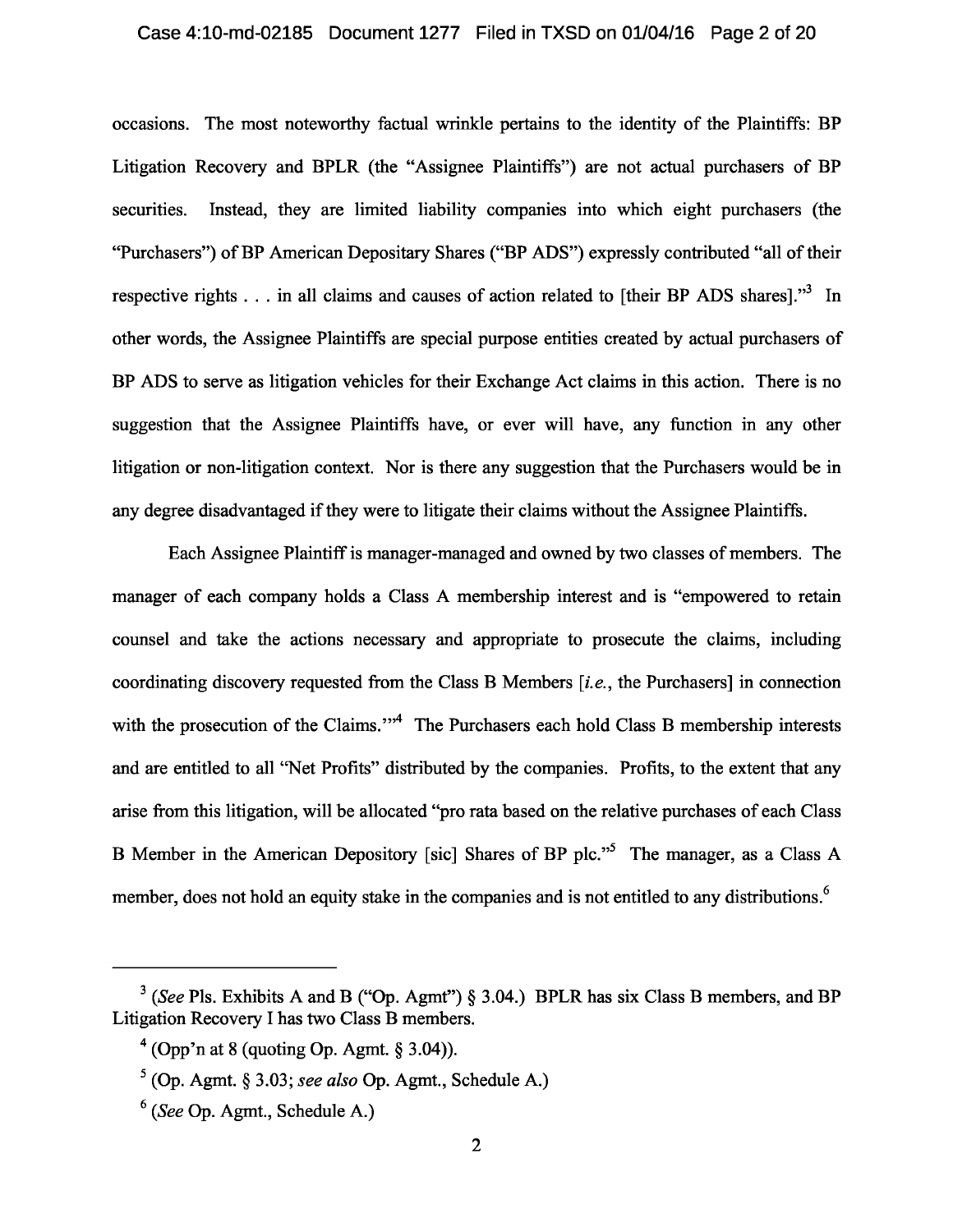occasions. The most noteworthy factual wrinkle pertains to the identity of the Plaintiffs: BP Litigation Recovery and BPLR (the "Assignee Plaintiffs") are not actual purchasers of BP securities. Instead, they are limited liability companies into which eight purchasers (the "Purchasers") of BP American Depositary Shares ("BP ADS") expressly contributed "all of their respective rights . . . in all claims and causes of action related to [their BP ADS shares]."[3] In other words, the Assignee Plaintiffs are special purpose entities created by actual purchasers of BP ADS to serve as litigation vehicles for their Exchange Act claims in this action. There is no suggestion that the Assignee Plaintiffs have, or ever will have, any function in any other litigation or non-litigation context. Nor is there any suggestion that the Purchasers would be in any degree disadvantaged if they were to litigate their claims without the Assignee Plaintiffs.

Each Assignee Plaintiff is manager-managed and owned by two classes of members. The manager of each company holds a Class A membership interest and is "empowered to retain counsel and take the actions necessary and appropriate to prosecute the claims, including coordinating discovery requested from the Class B Members [*i.e.*, the Purchasers] in connection with the prosecution of the Claims.'"[4] The Purchasers each hold Class B membership interests and are entitled to all "Net Profits" distributed by the companies. Profits, to the extent that any arise from this litigation, will be allocated "pro rata based on the relative purchases of each Class B Member in the American Depository [sic] Shares of BP plc."[5] The manager, as a Class A member, does not hold an equity stake in the companies and is not entitled to any distributions.[6]

---

[3] (*See* Pls. Exhibits A and B ("Op. Agmt") § 3.04.) BPLR has six Class B members, and BP Litigation Recovery I has two Class B members.

[4] (Opp'n at 8 (quoting Op. Agmt. § 3.04)).

[5] (Op. Agmt. § 3.03; *see also* Op. Agmt., Schedule A.)

[6] (*See* Op. Agmt., Schedule A.)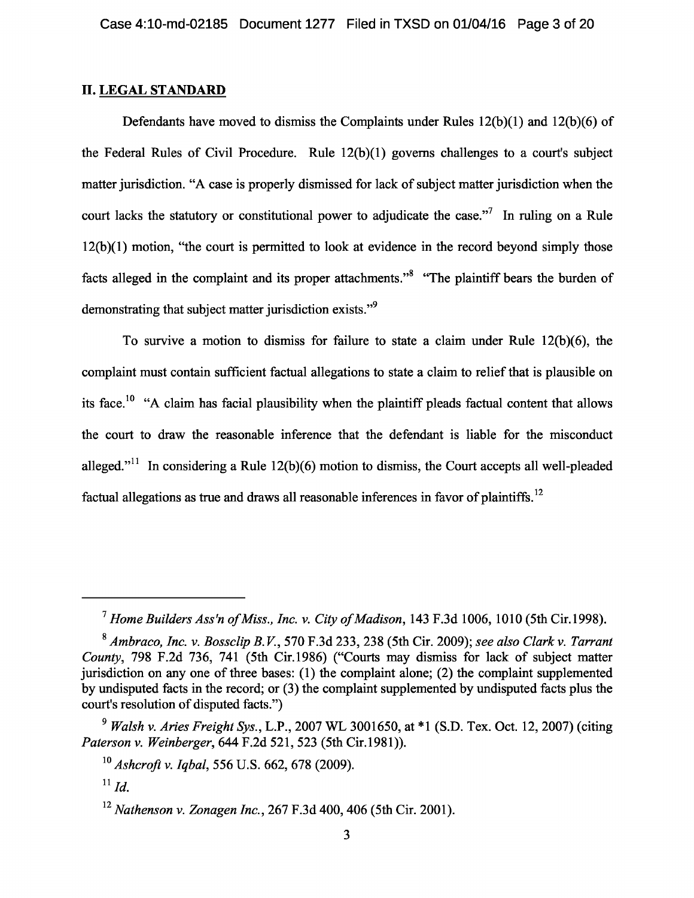## II. LEGAL STANDARD

Defendants have moved to dismiss the Complaints under Rules 12(b)(1) and 12(b)(6) of the Federal Rules of Civil Procedure. Rule 12(b)(1) governs challenges to a court's subject matter jurisdiction. "A case is properly dismissed for lack of subject matter jurisdiction when the court lacks the statutory or constitutional power to adjudicate the case."[7] In ruling on a Rule 12(b)(1) motion, "the court is permitted to look at evidence in the record beyond simply those facts alleged in the complaint and its proper attachments."[8] "The plaintiff bears the burden of demonstrating that subject matter jurisdiction exists."[9]

To survive a motion to dismiss for failure to state a claim under Rule 12(b)(6), the complaint must contain sufficient factual allegations to state a claim to relief that is plausible on its face.[10] "A claim has facial plausibility when the plaintiff pleads factual content that allows the court to draw the reasonable inference that the defendant is liable for the misconduct alleged."[11] In considering a Rule 12(b)(6) motion to dismiss, the Court accepts all well-pleaded factual allegations as true and draws all reasonable inferences in favor of plaintiffs.[12]

---

[7] *Home Builders Ass'n of Miss., Inc. v. City of Madison*, 143 F.3d 1006, 1010 (5th Cir.1998).

[8] *Ambraco, Inc. v. Bossclip B.V.*, 570 F.3d 233, 238 (5th Cir. 2009); *see also Clark v. Tarrant County*, 798 F.2d 736, 741 (5th Cir.1986) ("Courts may dismiss for lack of subject matter jurisdiction on any one of three bases: (1) the complaint alone; (2) the complaint supplemented by undisputed facts in the record; or (3) the complaint supplemented by undisputed facts plus the court's resolution of disputed facts.")

[9] *Walsh v. Aries Freight Sys.*, L.P., 2007 WL 3001650, at *1 (S.D. Tex. Oct. 12, 2007) (citing *Paterson v. Weinberger*, 644 F.2d 521, 523 (5th Cir.1981)).

[10] *Ashcroft v. Iqbal*, 556 U.S. 662, 678 (2009).

[11] *Id.*

[12] *Nathenson v. Zonagen Inc.*, 267 F.3d 400, 406 (5th Cir. 2001).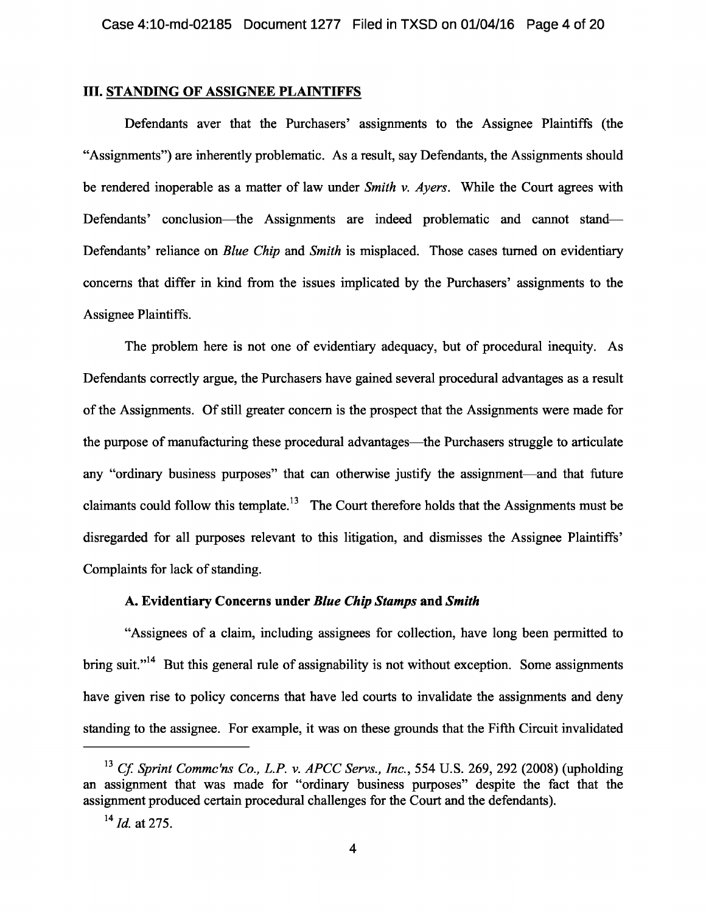## III. STANDING OF ASSIGNEE PLAINTIFFS

Defendants aver that the Purchasers' assignments to the Assignee Plaintiffs (the "Assignments") are inherently problematic. As a result, say Defendants, the Assignments should be rendered inoperable as a matter of law under *Smith v. Ayers*. While the Court agrees with Defendants' conclusion—the Assignments are indeed problematic and cannot stand—Defendants' reliance on *Blue Chip* and *Smith* is misplaced. Those cases turned on evidentiary concerns that differ in kind from the issues implicated by the Purchasers' assignments to the Assignee Plaintiffs.

The problem here is not one of evidentiary adequacy, but of procedural inequity. As Defendants correctly argue, the Purchasers have gained several procedural advantages as a result of the Assignments. Of still greater concern is the prospect that the Assignments were made for the purpose of manufacturing these procedural advantages—the Purchasers struggle to articulate any "ordinary business purposes" that can otherwise justify the assignment—and that future claimants could follow this template.[13] The Court therefore holds that the Assignments must be disregarded for all purposes relevant to this litigation, and dismisses the Assignee Plaintiffs' Complaints for lack of standing.

### A. Evidentiary Concerns under *Blue Chip Stamps* and *Smith*

"Assignees of a claim, including assignees for collection, have long been permitted to bring suit."[14] But this general rule of assignability is not without exception. Some assignments have given rise to policy concerns that have led courts to invalidate the assignments and deny standing to the assignee. For example, it was on these grounds that the Fifth Circuit invalidated

---

[13] *Cf. Sprint Commc'ns Co., L.P. v. APCC Servs., Inc.*, 554 U.S. 269, 292 (2008) (upholding an assignment that was made for "ordinary business purposes" despite the fact that the assignment produced certain procedural challenges for the Court and the defendants).

[14] *Id.* at 275.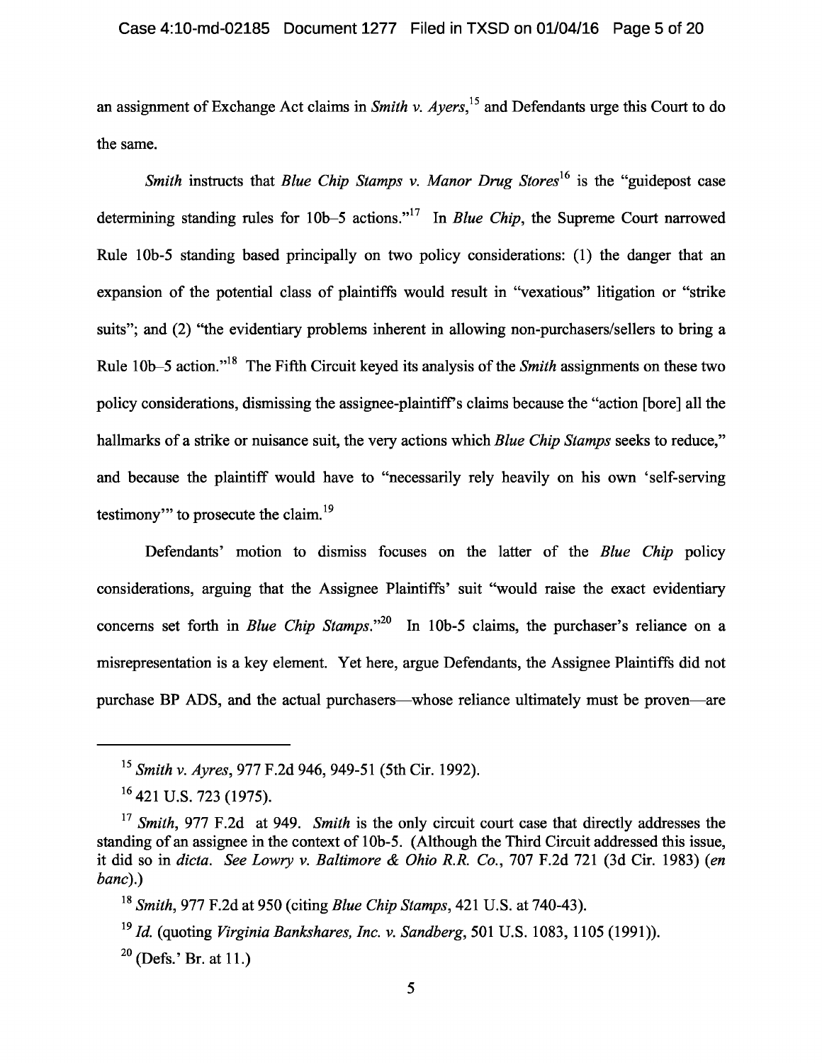an assignment of Exchange Act claims in *Smith v. Ayers*,[15] and Defendants urge this Court to do the same.

*Smith* instructs that *Blue Chip Stamps v. Manor Drug Stores*[16] is the "guidepost case determining standing rules for 10b–5 actions."[17] In *Blue Chip*, the Supreme Court narrowed Rule 10b-5 standing based principally on two policy considerations: (1) the danger that an expansion of the potential class of plaintiffs would result in "vexatious" litigation or "strike suits"; and (2) "the evidentiary problems inherent in allowing non-purchasers/sellers to bring a Rule 10b–5 action."[18] The Fifth Circuit keyed its analysis of the *Smith* assignments on these two policy considerations, dismissing the assignee-plaintiff's claims because the "action [bore] all the hallmarks of a strike or nuisance suit, the very actions which *Blue Chip Stamps* seeks to reduce," and because the plaintiff would have to "necessarily rely heavily on his own 'self-serving testimony'" to prosecute the claim.[19]

Defendants' motion to dismiss focuses on the latter of the *Blue Chip* policy considerations, arguing that the Assignee Plaintiffs' suit "would raise the exact evidentiary concerns set forth in *Blue Chip Stamps*."[20] In 10b-5 claims, the purchaser's reliance on a misrepresentation is a key element. Yet here, argue Defendants, the Assignee Plaintiffs did not purchase BP ADS, and the actual purchasers—whose reliance ultimately must be proven—are

---

[15] *Smith v. Ayres*, 977 F.2d 946, 949-51 (5th Cir. 1992).

[16] 421 U.S. 723 (1975).

[17] *Smith*, 977 F.2d at 949. *Smith* is the only circuit court case that directly addresses the standing of an assignee in the context of 10b-5. (Although the Third Circuit addressed this issue, it did so in *dicta*. *See Lowry v. Baltimore & Ohio R.R. Co.*, 707 F.2d 721 (3d Cir. 1983) (*en banc*).)

[18] *Smith*, 977 F.2d at 950 (citing *Blue Chip Stamps*, 421 U.S. at 740-43).

[19] *Id.* (quoting *Virginia Bankshares, Inc. v. Sandberg*, 501 U.S. 1083, 1105 (1991)).

[20] (Defs.' Br. at 11.)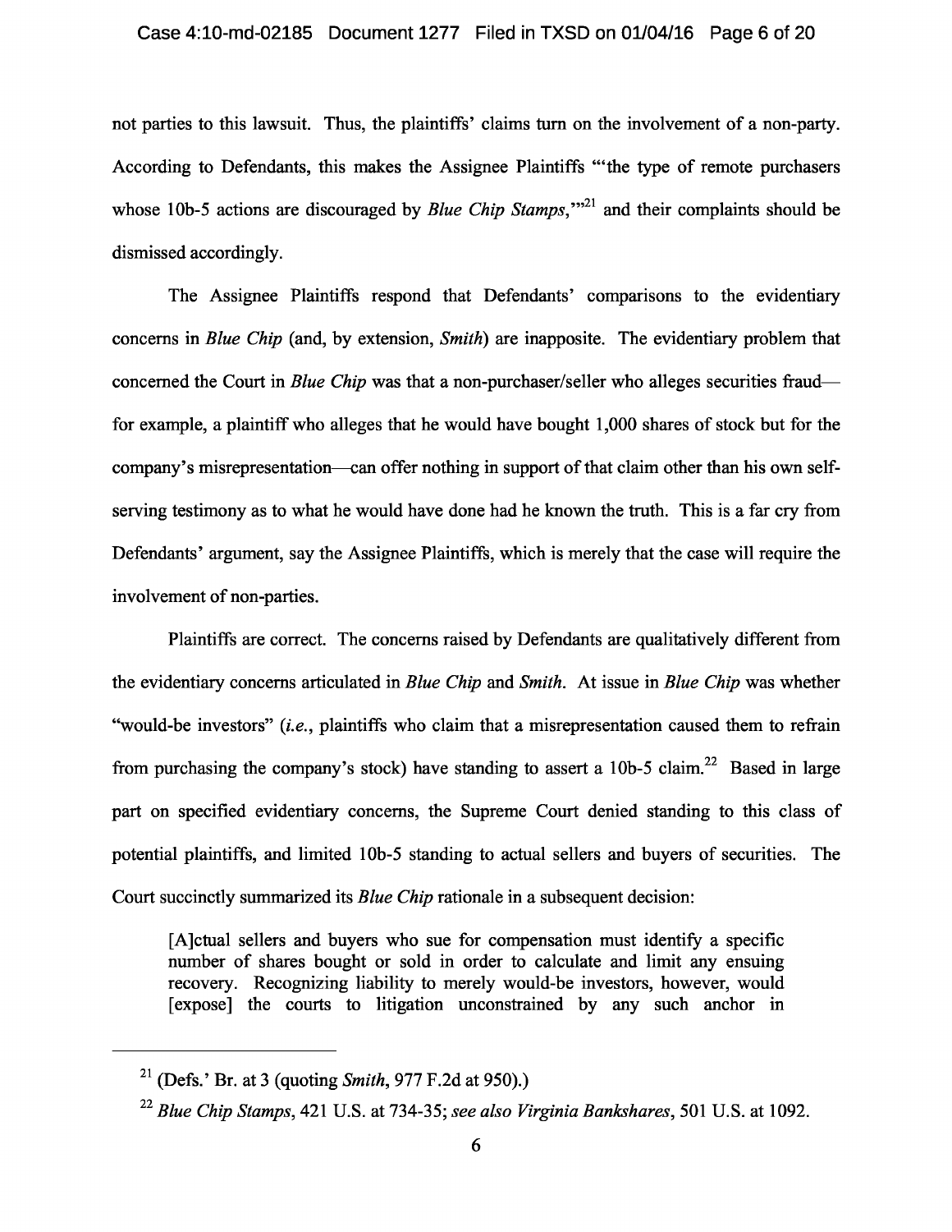not parties to this lawsuit. Thus, the plaintiffs' claims turn on the involvement of a non-party. According to Defendants, this makes the Assignee Plaintiffs "'the type of remote purchasers whose 10b-5 actions are discouraged by *Blue Chip Stamps*,'"[21] and their complaints should be dismissed accordingly.

The Assignee Plaintiffs respond that Defendants' comparisons to the evidentiary concerns in *Blue Chip* (and, by extension, *Smith*) are inapposite. The evidentiary problem that concerned the Court in *Blue Chip* was that a non-purchaser/seller who alleges securities fraud—for example, a plaintiff who alleges that he would have bought 1,000 shares of stock but for the company's misrepresentation—can offer nothing in support of that claim other than his own self-serving testimony as to what he would have done had he known the truth. This is a far cry from Defendants' argument, say the Assignee Plaintiffs, which is merely that the case will require the involvement of non-parties.

Plaintiffs are correct. The concerns raised by Defendants are qualitatively different from the evidentiary concerns articulated in *Blue Chip* and *Smith*. At issue in *Blue Chip* was whether "would-be investors" (*i.e.*, plaintiffs who claim that a misrepresentation caused them to refrain from purchasing the company's stock) have standing to assert a 10b-5 claim.[22] Based in large part on specified evidentiary concerns, the Supreme Court denied standing to this class of potential plaintiffs, and limited 10b-5 standing to actual sellers and buyers of securities. The Court succinctly summarized its *Blue Chip* rationale in a subsequent decision:

> [A]ctual sellers and buyers who sue for compensation must identify a specific number of shares bought or sold in order to calculate and limit any ensuing recovery. Recognizing liability to merely would-be investors, however, would [expose] the courts to litigation unconstrained by any such anchor in

---

[21] (Defs.' Br. at 3 (quoting *Smith*, 977 F.2d at 950).)

[22] *Blue Chip Stamps*, 421 U.S. at 734-35; *see also Virginia Bankshares*, 501 U.S. at 1092.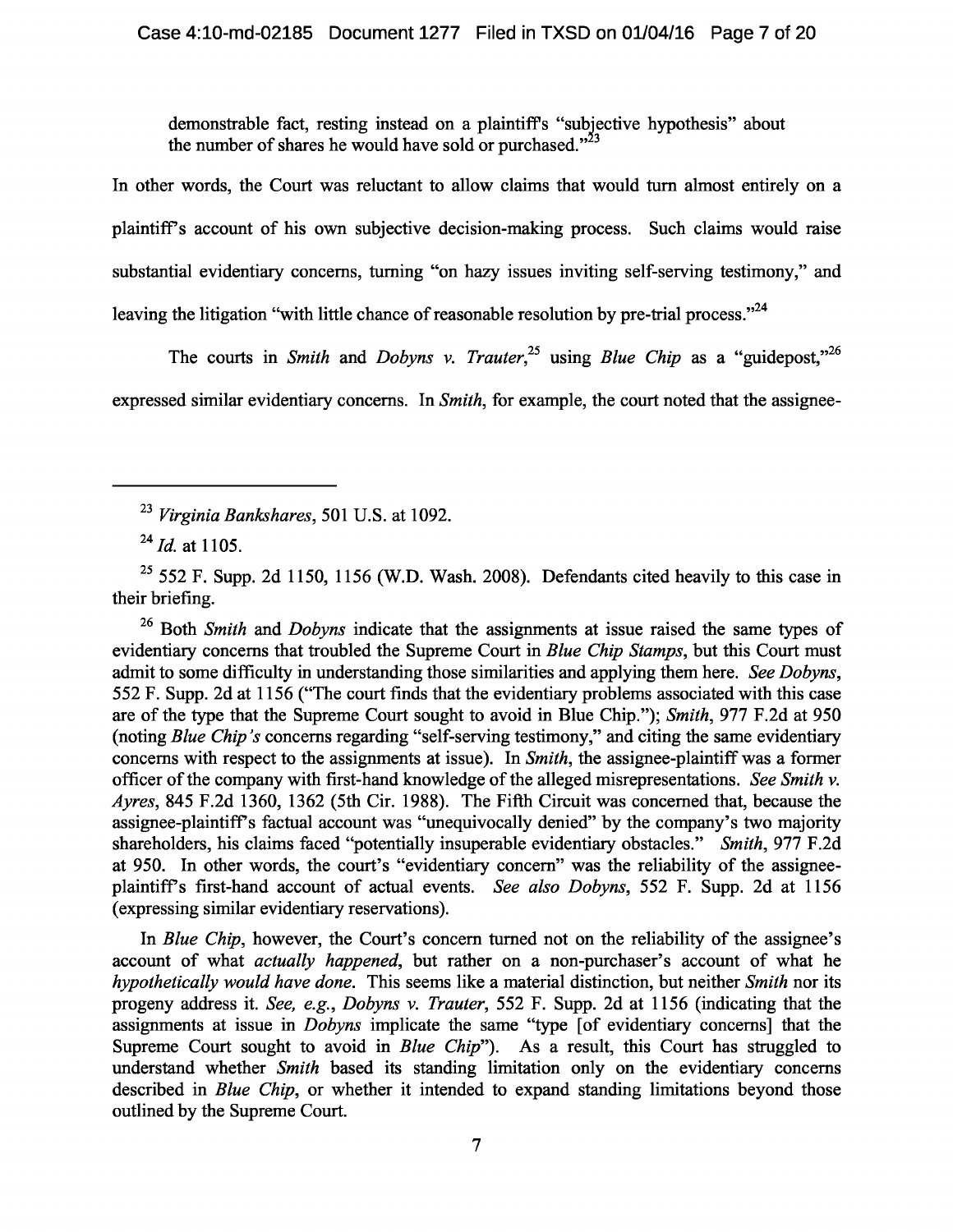demonstrable fact, resting instead on a plaintiff's "subjective hypothesis" about the number of shares he would have sold or purchased."[23]

In other words, the Court was reluctant to allow claims that would turn almost entirely on a plaintiff's account of his own subjective decision-making process. Such claims would raise substantial evidentiary concerns, turning "on hazy issues inviting self-serving testimony," and leaving the litigation "with little chance of reasonable resolution by pre-trial process."[24]

The courts in *Smith* and *Dobyns v. Trauter*,[25] using *Blue Chip* as a "guidepost,"[26] expressed similar evidentiary concerns. In *Smith*, for example, the court noted that the assignee-

---

[23] *Virginia Bankshares*, 501 U.S. at 1092.

[24] *Id.* at 1105.

[25] 552 F. Supp. 2d 1150, 1156 (W.D. Wash. 2008). Defendants cited heavily to this case in their briefing.

[26] Both *Smith* and *Dobyns* indicate that the assignments at issue raised the same types of evidentiary concerns that troubled the Supreme Court in *Blue Chip Stamps*, but this Court must admit to some difficulty in understanding those similarities and applying them here. *See Dobyns*, 552 F. Supp. 2d at 1156 ("The court finds that the evidentiary problems associated with this case are of the type that the Supreme Court sought to avoid in Blue Chip."); *Smith*, 977 F.2d at 950 (noting *Blue Chip's* concerns regarding "self-serving testimony," and citing the same evidentiary concerns with respect to the assignments at issue). In *Smith*, the assignee-plaintiff was a former officer of the company with first-hand knowledge of the alleged misrepresentations. *See Smith v. Ayres*, 845 F.2d 1360, 1362 (5th Cir. 1988). The Fifth Circuit was concerned that, because the assignee-plaintiff's factual account was "unequivocally denied" by the company's two majority shareholders, his claims faced "potentially insuperable evidentiary obstacles." *Smith*, 977 F.2d at 950. In other words, the court's "evidentiary concern" was the reliability of the assignee-plaintiff's first-hand account of actual events. *See also Dobyns*, 552 F. Supp. 2d at 1156 (expressing similar evidentiary reservations).

In *Blue Chip*, however, the Court's concern turned not on the reliability of the assignee's account of what *actually happened*, but rather on a non-purchaser's account of what he *hypothetically would have done*. This seems like a material distinction, but neither *Smith* nor its progeny address it. *See, e.g., Dobyns v. Trauter*, 552 F. Supp. 2d at 1156 (indicating that the assignments at issue in *Dobyns* implicate the same "type [of evidentiary concerns] that the Supreme Court sought to avoid in *Blue Chip*"). As a result, this Court has struggled to understand whether *Smith* based its standing limitation only on the evidentiary concerns described in *Blue Chip*, or whether it intended to expand standing limitations beyond those outlined by the Supreme Court.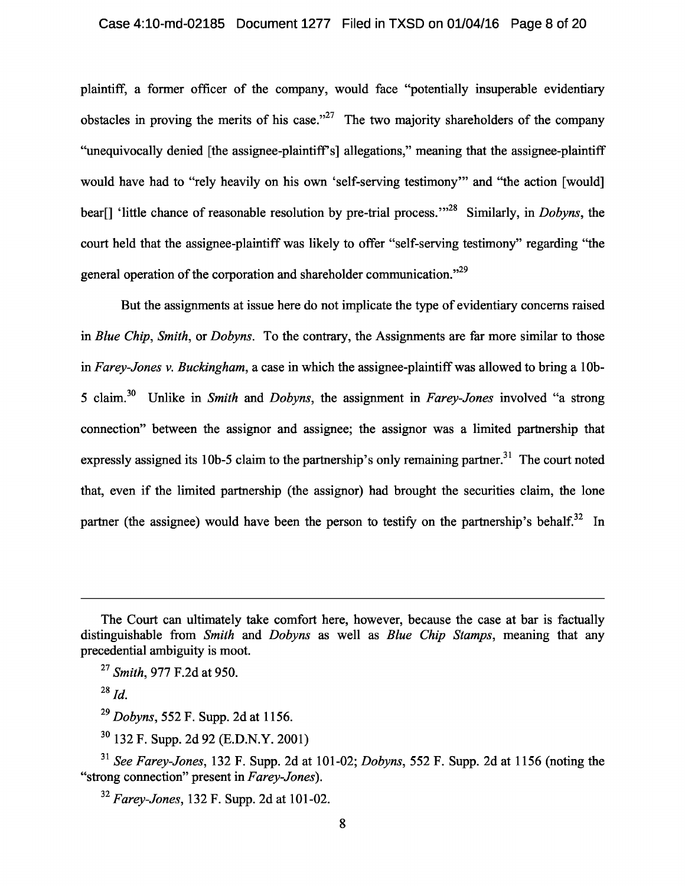plaintiff, a former officer of the company, would face "potentially insuperable evidentiary obstacles in proving the merits of his case."[27] The two majority shareholders of the company "unequivocally denied [the assignee-plaintiff's] allegations," meaning that the assignee-plaintiff would have had to "rely heavily on his own 'self-serving testimony'" and "the action [would] bear[] 'little chance of reasonable resolution by pre-trial process.'"[28] Similarly, in *Dobyns*, the court held that the assignee-plaintiff was likely to offer "self-serving testimony" regarding "the general operation of the corporation and shareholder communication."[29]

But the assignments at issue here do not implicate the type of evidentiary concerns raised in *Blue Chip*, *Smith*, or *Dobyns*. To the contrary, the Assignments are far more similar to those in *Farey-Jones v. Buckingham*, a case in which the assignee-plaintiff was allowed to bring a 10b-5 claim.[30] Unlike in *Smith* and *Dobyns*, the assignment in *Farey-Jones* involved "a strong connection" between the assignor and assignee; the assignor was a limited partnership that expressly assigned its 10b-5 claim to the partnership's only remaining partner.[31] The court noted that, even if the limited partnership (the assignor) had brought the securities claim, the lone partner (the assignee) would have been the person to testify on the partnership's behalf.[32] In

---

The Court can ultimately take comfort here, however, because the case at bar is factually distinguishable from *Smith* and *Dobyns* as well as *Blue Chip Stamps*, meaning that any precedential ambiguity is moot.

[27] *Smith*, 977 F.2d at 950.

[28] *Id.*

[29] *Dobyns*, 552 F. Supp. 2d at 1156.

[30] 132 F. Supp. 2d 92 (E.D.N.Y. 2001)

[31] *See Farey-Jones*, 132 F. Supp. 2d at 101-02; *Dobyns*, 552 F. Supp. 2d at 1156 (noting the "strong connection" present in *Farey-Jones*).

[32] *Farey-Jones*, 132 F. Supp. 2d at 101-02.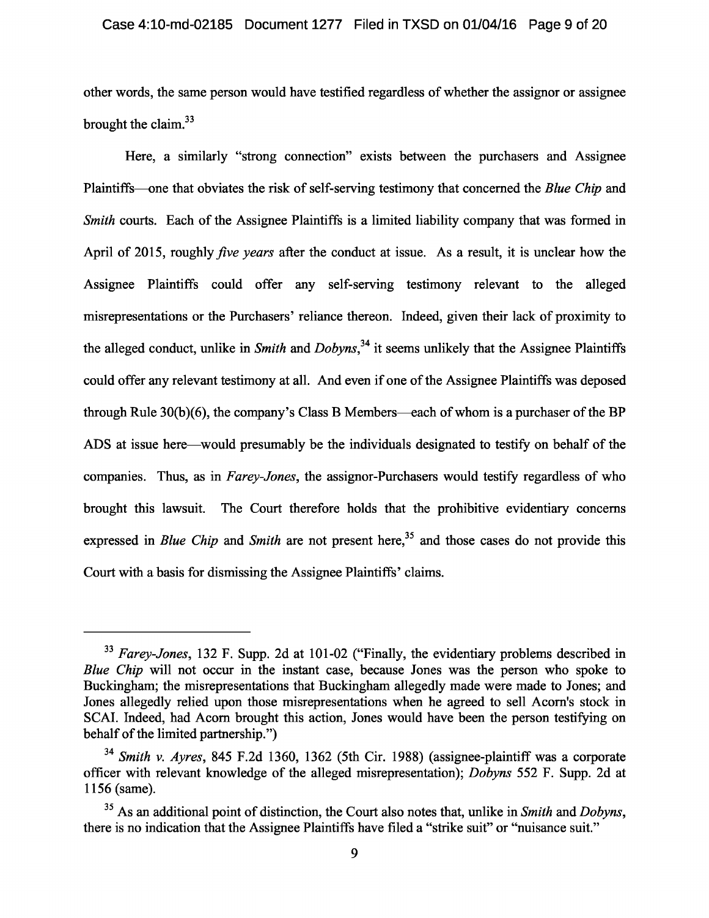other words, the same person would have testified regardless of whether the assignor or assignee brought the claim.[33]

Here, a similarly "strong connection" exists between the purchasers and Assignee Plaintiffs—one that obviates the risk of self-serving testimony that concerned the *Blue Chip* and *Smith* courts. Each of the Assignee Plaintiffs is a limited liability company that was formed in April of 2015, roughly *five years* after the conduct at issue. As a result, it is unclear how the Assignee Plaintiffs could offer any self-serving testimony relevant to the alleged misrepresentations or the Purchasers' reliance thereon. Indeed, given their lack of proximity to the alleged conduct, unlike in *Smith* and *Dobyns*,[34] it seems unlikely that the Assignee Plaintiffs could offer any relevant testimony at all. And even if one of the Assignee Plaintiffs was deposed through Rule 30(b)(6), the company's Class B Members—each of whom is a purchaser of the BP ADS at issue here—would presumably be the individuals designated to testify on behalf of the companies. Thus, as in *Farey-Jones*, the assignor-Purchasers would testify regardless of who brought this lawsuit. The Court therefore holds that the prohibitive evidentiary concerns expressed in *Blue Chip* and *Smith* are not present here,[35] and those cases do not provide this Court with a basis for dismissing the Assignee Plaintiffs' claims.

---

[33] *Farey-Jones*, 132 F. Supp. 2d at 101-02 ("Finally, the evidentiary problems described in *Blue Chip* will not occur in the instant case, because Jones was the person who spoke to Buckingham; the misrepresentations that Buckingham allegedly made were made to Jones; and Jones allegedly relied upon those misrepresentations when he agreed to sell Acorn's stock in SCAI. Indeed, had Acorn brought this action, Jones would have been the person testifying on behalf of the limited partnership.")

[34] *Smith v. Ayres*, 845 F.2d 1360, 1362 (5th Cir. 1988) (assignee-plaintiff was a corporate officer with relevant knowledge of the alleged misrepresentation); *Dobyns* 552 F. Supp. 2d at 1156 (same).

[35] As an additional point of distinction, the Court also notes that, unlike in *Smith* and *Dobyns*, there is no indication that the Assignee Plaintiffs have filed a "strike suit" or "nuisance suit."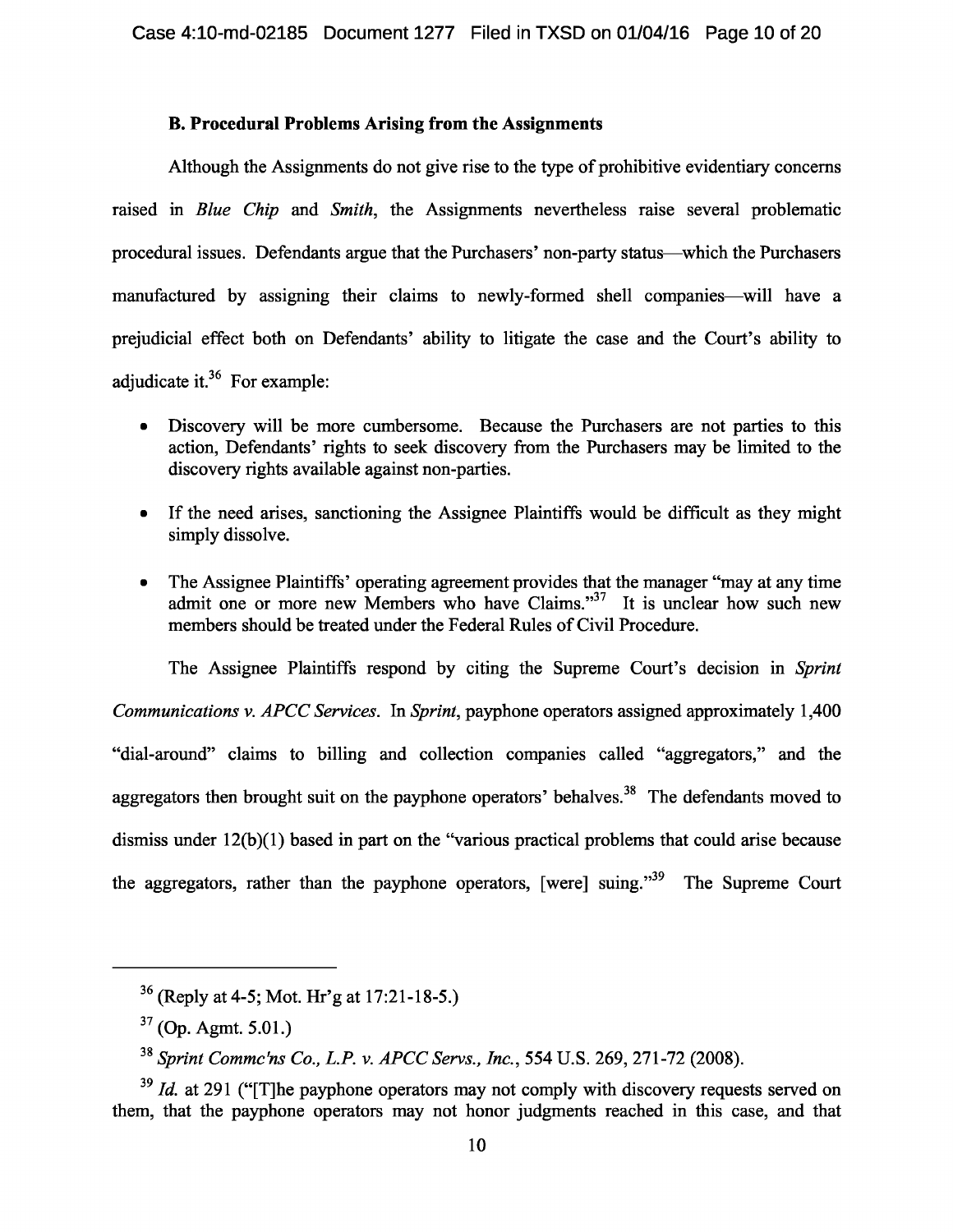### B. Procedural Problems Arising from the Assignments

Although the Assignments do not give rise to the type of prohibitive evidentiary concerns raised in *Blue Chip* and *Smith*, the Assignments nevertheless raise several problematic procedural issues. Defendants argue that the Purchasers' non-party status—which the Purchasers manufactured by assigning their claims to newly-formed shell companies—will have a prejudicial effect both on Defendants' ability to litigate the case and the Court's ability to adjudicate it.[36] For example:

- Discovery will be more cumbersome. Because the Purchasers are not parties to this action, Defendants' rights to seek discovery from the Purchasers may be limited to the discovery rights available against non-parties.
- If the need arises, sanctioning the Assignee Plaintiffs would be difficult as they might simply dissolve.
- The Assignee Plaintiffs' operating agreement provides that the manager "may at any time admit one or more new Members who have Claims."[37] It is unclear how such new members should be treated under the Federal Rules of Civil Procedure.

The Assignee Plaintiffs respond by citing the Supreme Court's decision in *Sprint Communications v. APCC Services*. In *Sprint*, payphone operators assigned approximately 1,400 "dial-around" claims to billing and collection companies called "aggregators," and the aggregators then brought suit on the payphone operators' behalves.[38] The defendants moved to dismiss under 12(b)(1) based in part on the "various practical problems that could arise because the aggregators, rather than the payphone operators, [were] suing."[39] The Supreme Court

---

[36] (Reply at 4-5; Mot. Hr'g at 17:21-18-5.)

[37] (Op. Agmt. 5.01.)

[38] *Sprint Commc'ns Co., L.P. v. APCC Servs., Inc.*, 554 U.S. 269, 271-72 (2008).

[39] *Id.* at 291 ("[T]he payphone operators may not comply with discovery requests served on them, that the payphone operators may not honor judgments reached in this case, and that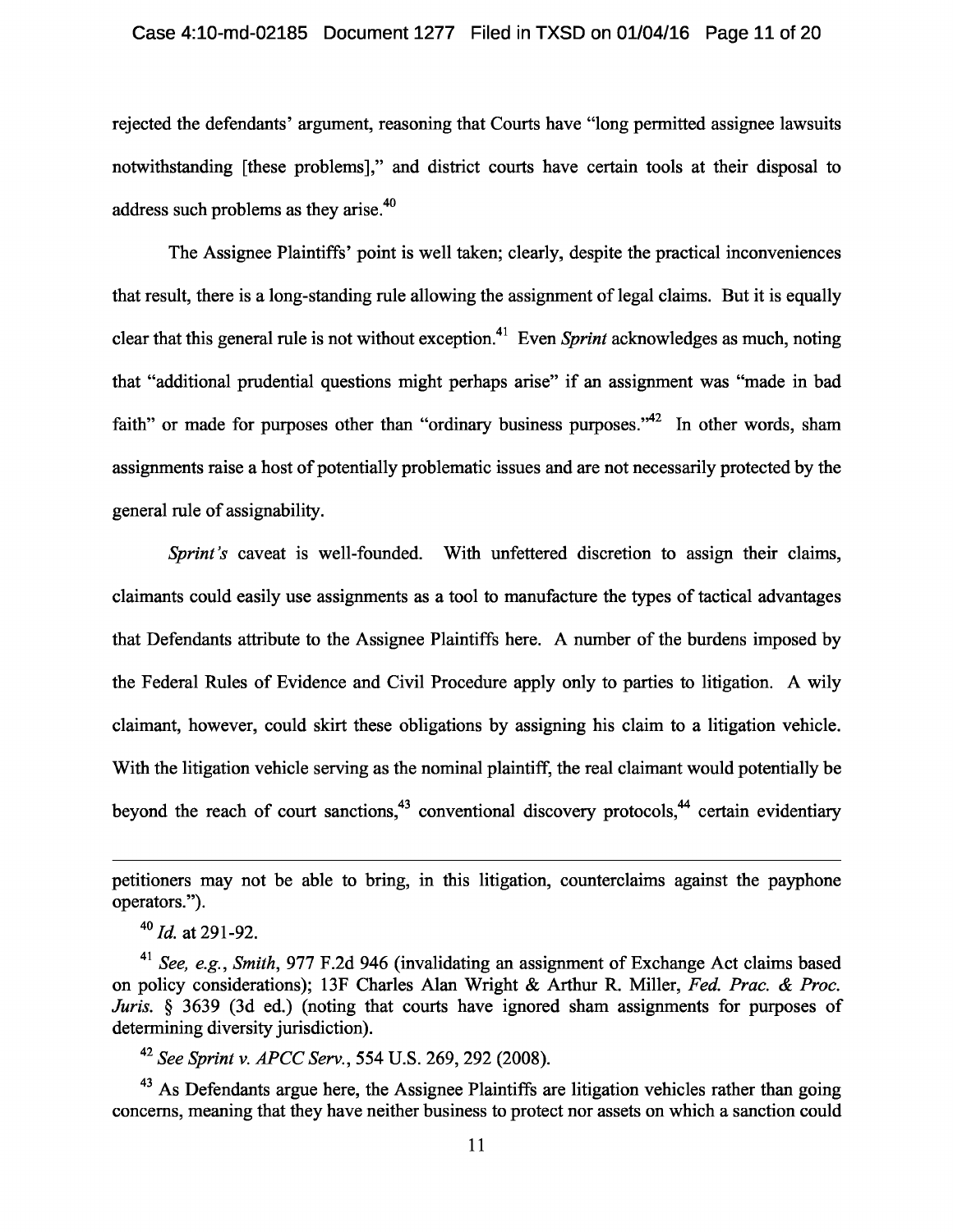rejected the defendants' argument, reasoning that Courts have "long permitted assignee lawsuits notwithstanding [these problems]," and district courts have certain tools at their disposal to address such problems as they arise.[40]

The Assignee Plaintiffs' point is well taken; clearly, despite the practical inconveniences that result, there is a long-standing rule allowing the assignment of legal claims. But it is equally clear that this general rule is not without exception.[41] Even *Sprint* acknowledges as much, noting that "additional prudential questions might perhaps arise" if an assignment was "made in bad faith" or made for purposes other than "ordinary business purposes."[42] In other words, sham assignments raise a host of potentially problematic issues and are not necessarily protected by the general rule of assignability.

*Sprint's* caveat is well-founded. With unfettered discretion to assign their claims, claimants could easily use assignments as a tool to manufacture the types of tactical advantages that Defendants attribute to the Assignee Plaintiffs here. A number of the burdens imposed by the Federal Rules of Evidence and Civil Procedure apply only to parties to litigation. A wily claimant, however, could skirt these obligations by assigning his claim to a litigation vehicle. With the litigation vehicle serving as the nominal plaintiff, the real claimant would potentially be beyond the reach of court sanctions,[43] conventional discovery protocols,[44] certain evidentiary

---

petitioners may not be able to bring, in this litigation, counterclaims against the payphone operators.").

[40] *Id.* at 291-92.

[41] *See, e.g.*, *Smith*, 977 F.2d 946 (invalidating an assignment of Exchange Act claims based on policy considerations); 13F Charles Alan Wright & Arthur R. Miller, *Fed. Prac. & Proc. Juris.* § 3639 (3d ed.) (noting that courts have ignored sham assignments for purposes of determining diversity jurisdiction).

[42] *See Sprint v. APCC Serv.*, 554 U.S. 269, 292 (2008).

[43] As Defendants argue here, the Assignee Plaintiffs are litigation vehicles rather than going concerns, meaning that they have neither business to protect nor assets on which a sanction could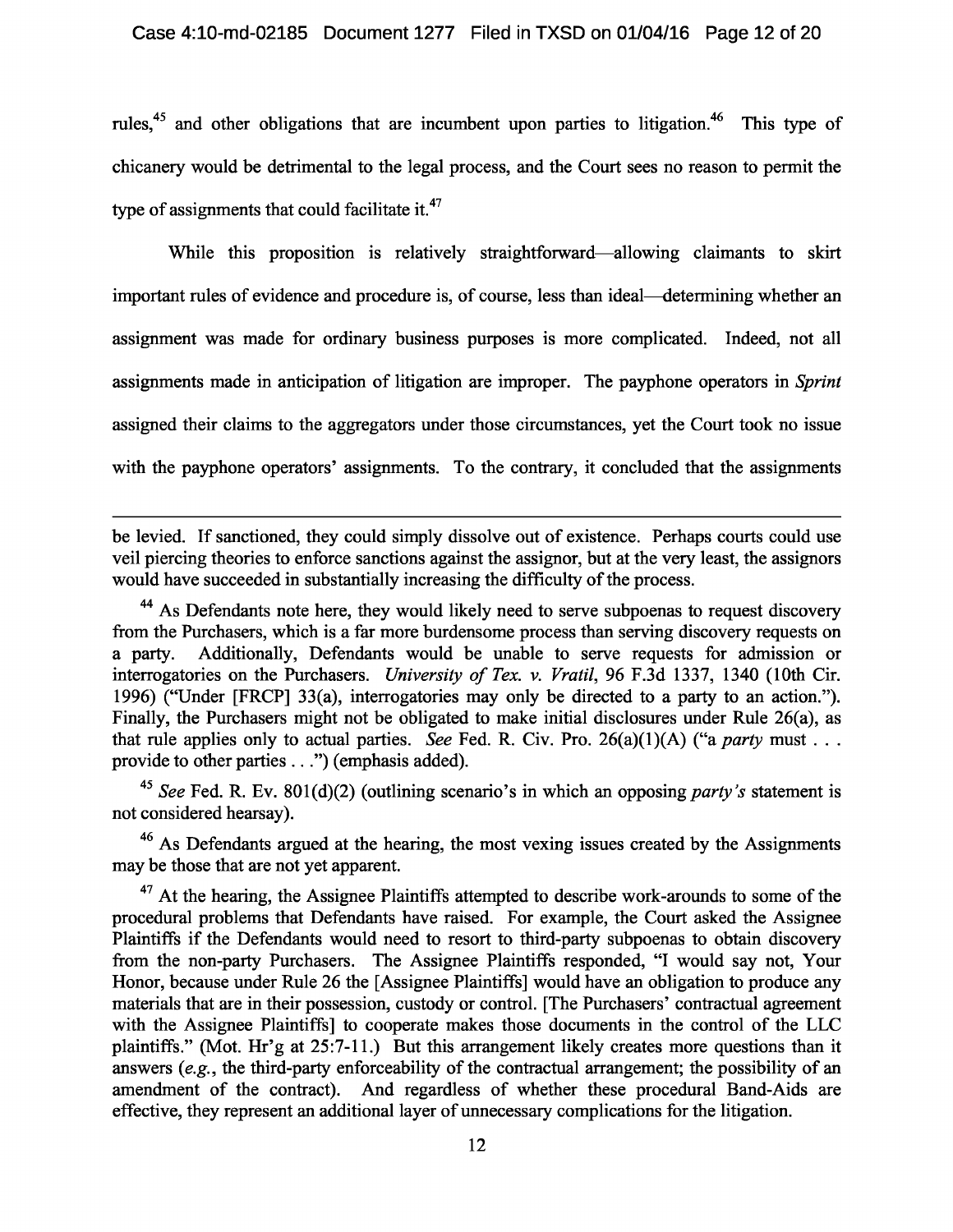rules,[45] and other obligations that are incumbent upon parties to litigation.[46] This type of chicanery would be detrimental to the legal process, and the Court sees no reason to permit the type of assignments that could facilitate it.[47]

While this proposition is relatively straightforward—allowing claimants to skirt important rules of evidence and procedure is, of course, less than ideal—determining whether an assignment was made for ordinary business purposes is more complicated. Indeed, not all assignments made in anticipation of litigation are improper. The payphone operators in *Sprint* assigned their claims to the aggregators under those circumstances, yet the Court took no issue with the payphone operators' assignments. To the contrary, it concluded that the assignments

---

be levied. If sanctioned, they could simply dissolve out of existence. Perhaps courts could use veil piercing theories to enforce sanctions against the assignor, but at the very least, the assignors would have succeeded in substantially increasing the difficulty of the process.

[44] As Defendants note here, they would likely need to serve subpoenas to request discovery from the Purchasers, which is a far more burdensome process than serving discovery requests on a party. Additionally, Defendants would be unable to serve requests for admission or interrogatories on the Purchasers. *University of Tex. v. Vratil*, 96 F.3d 1337, 1340 (10th Cir. 1996) ("Under [FRCP] 33(a), interrogatories may only be directed to a party to an action."). Finally, the Purchasers might not be obligated to make initial disclosures under Rule 26(a), as that rule applies only to actual parties. *See* Fed. R. Civ. Pro. 26(a)(1)(A) ("a *party* must . . . provide to other parties . . .") (emphasis added).

[45] *See* Fed. R. Ev. 801(d)(2) (outlining scenario's in which an opposing *party's* statement is not considered hearsay).

[46] As Defendants argued at the hearing, the most vexing issues created by the Assignments may be those that are not yet apparent.

[47] At the hearing, the Assignee Plaintiffs attempted to describe work-arounds to some of the procedural problems that Defendants have raised. For example, the Court asked the Assignee Plaintiffs if the Defendants would need to resort to third-party subpoenas to obtain discovery from the non-party Purchasers. The Assignee Plaintiffs responded, "I would say not, Your Honor, because under Rule 26 the [Assignee Plaintiffs] would have an obligation to produce any materials that are in their possession, custody or control. [The Purchasers' contractual agreement with the Assignee Plaintiffs] to cooperate makes those documents in the control of the LLC plaintiffs." (Mot. Hr'g at 25:7-11.) But this arrangement likely creates more questions than it answers (*e.g.*, the third-party enforceability of the contractual arrangement; the possibility of an amendment of the contract). And regardless of whether these procedural Band-Aids are effective, they represent an additional layer of unnecessary complications for the litigation.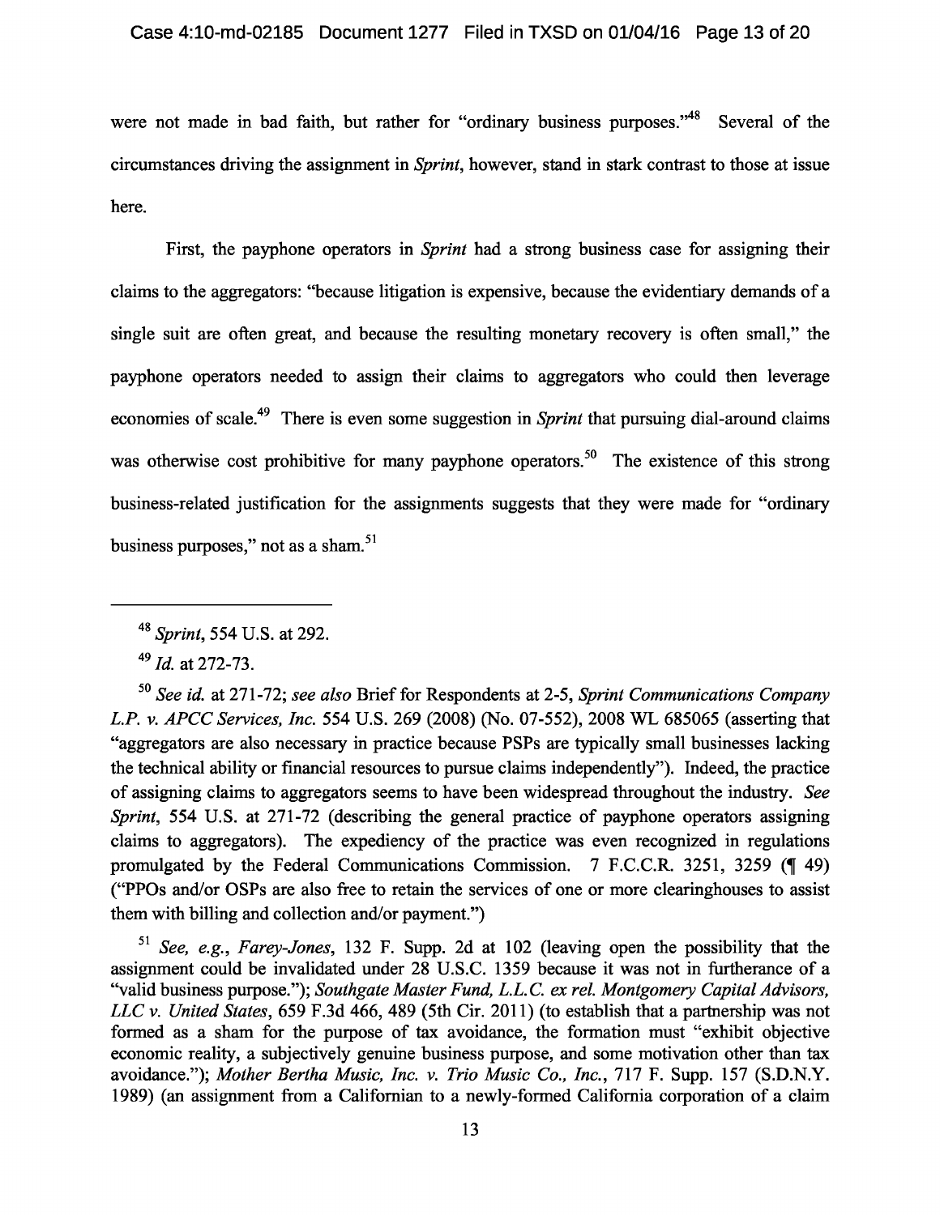were not made in bad faith, but rather for "ordinary business purposes."[48] Several of the circumstances driving the assignment in *Sprint*, however, stand in stark contrast to those at issue here.

First, the payphone operators in *Sprint* had a strong business case for assigning their claims to the aggregators: "because litigation is expensive, because the evidentiary demands of a single suit are often great, and because the resulting monetary recovery is often small," the payphone operators needed to assign their claims to aggregators who could then leverage economies of scale.[49] There is even some suggestion in *Sprint* that pursuing dial-around claims was otherwise cost prohibitive for many payphone operators.[50] The existence of this strong business-related justification for the assignments suggests that they were made for "ordinary business purposes," not as a sham.[51]

---

[48] *Sprint*, 554 U.S. at 292.

[49] *Id.* at 272-73.

[50] *See id.* at 271-72; *see also* Brief for Respondents at 2-5, *Sprint Communications Company L.P. v. APCC Services, Inc.* 554 U.S. 269 (2008) (No. 07-552), 2008 WL 685065 (asserting that "aggregators are also necessary in practice because PSPs are typically small businesses lacking the technical ability or financial resources to pursue claims independently"). Indeed, the practice of assigning claims to aggregators seems to have been widespread throughout the industry. *See Sprint*, 554 U.S. at 271-72 (describing the general practice of payphone operators assigning claims to aggregators). The expediency of the practice was even recognized in regulations promulgated by the Federal Communications Commission. 7 F.C.C.R. 3251, 3259 (¶ 49) ("PPOs and/or OSPs are also free to retain the services of one or more clearinghouses to assist them with billing and collection and/or payment.")

[51] *See, e.g., Farey-Jones*, 132 F. Supp. 2d at 102 (leaving open the possibility that the assignment could be invalidated under 28 U.S.C. 1359 because it was not in furtherance of a "valid business purpose."); *Southgate Master Fund, L.L.C. ex rel. Montgomery Capital Advisors, LLC v. United States*, 659 F.3d 466, 489 (5th Cir. 2011) (to establish that a partnership was not formed as a sham for the purpose of tax avoidance, the formation must "exhibit objective economic reality, a subjectively genuine business purpose, and some motivation other than tax avoidance."); *Mother Bertha Music, Inc. v. Trio Music Co., Inc.*, 717 F. Supp. 157 (S.D.N.Y. 1989) (an assignment from a Californian to a newly-formed California corporation of a claim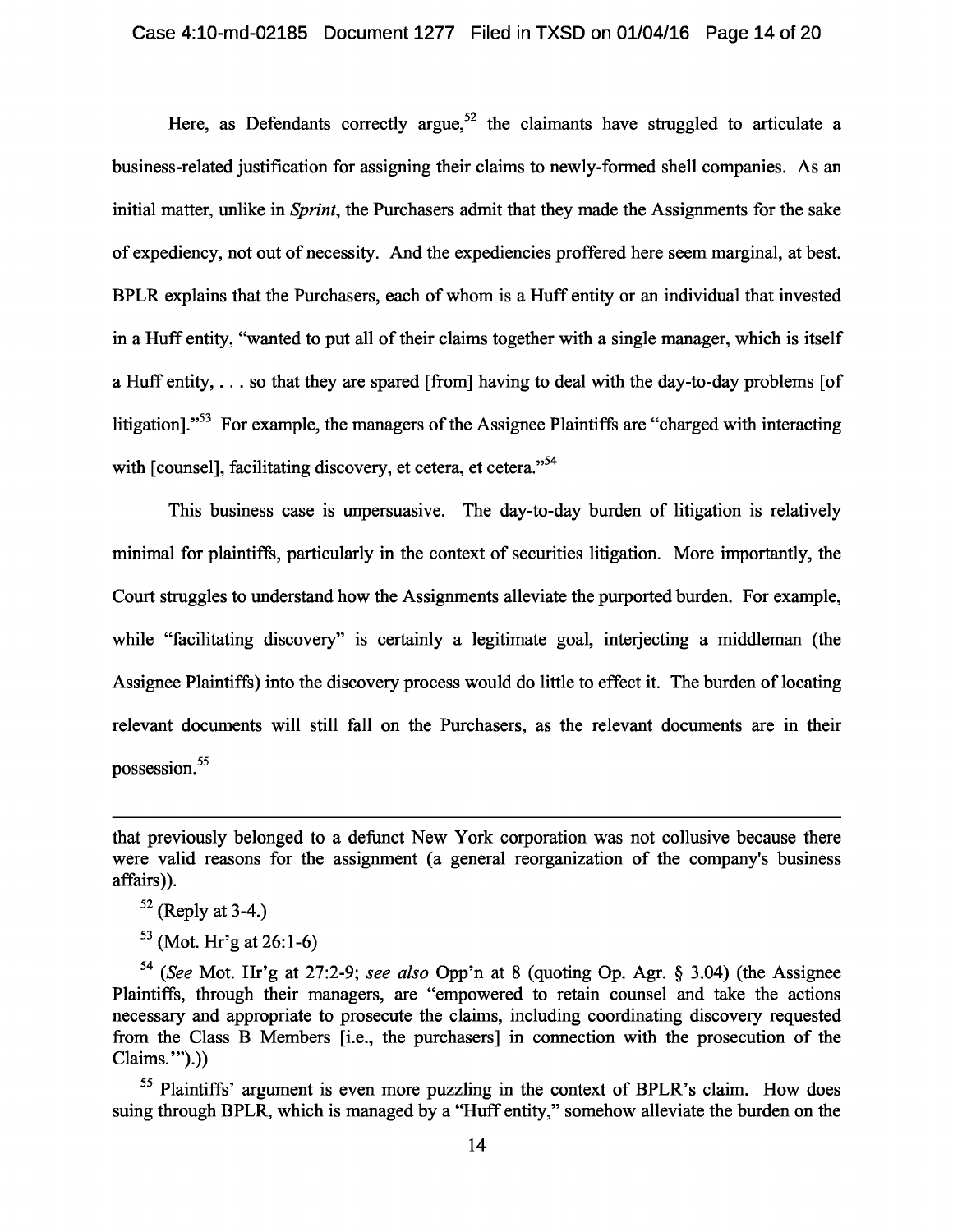Here, as Defendants correctly argue,[52] the claimants have struggled to articulate a business-related justification for assigning their claims to newly-formed shell companies. As an initial matter, unlike in *Sprint*, the Purchasers admit that they made the Assignments for the sake of expediency, not out of necessity. And the expediencies proffered here seem marginal, at best. BPLR explains that the Purchasers, each of whom is a Huff entity or an individual that invested in a Huff entity, "wanted to put all of their claims together with a single manager, which is itself a Huff entity, . . . so that they are spared [from] having to deal with the day-to-day problems [of litigation]."[53] For example, the managers of the Assignee Plaintiffs are "charged with interacting with [counsel], facilitating discovery, et cetera, et cetera."[54]

This business case is unpersuasive. The day-to-day burden of litigation is relatively minimal for plaintiffs, particularly in the context of securities litigation. More importantly, the Court struggles to understand how the Assignments alleviate the purported burden. For example, while "facilitating discovery" is certainly a legitimate goal, interjecting a middleman (the Assignee Plaintiffs) into the discovery process would do little to effect it. The burden of locating relevant documents will still fall on the Purchasers, as the relevant documents are in their possession.[55]

---

that previously belonged to a defunct New York corporation was not collusive because there were valid reasons for the assignment (a general reorganization of the company's business affairs)).

[52] (Reply at 3-4.)

[53] (Mot. Hr'g at 26:1-6)

[54] (*See* Mot. Hr'g at 27:2-9; *see also* Opp'n at 8 (quoting Op. Agr. § 3.04) (the Assignee Plaintiffs, through their managers, are "empowered to retain counsel and take the actions necessary and appropriate to prosecute the claims, including coordinating discovery requested from the Class B Members [i.e., the purchasers] in connection with the prosecution of the Claims.'").))

[55] Plaintiffs' argument is even more puzzling in the context of BPLR's claim. How does suing through BPLR, which is managed by a "Huff entity," somehow alleviate the burden on the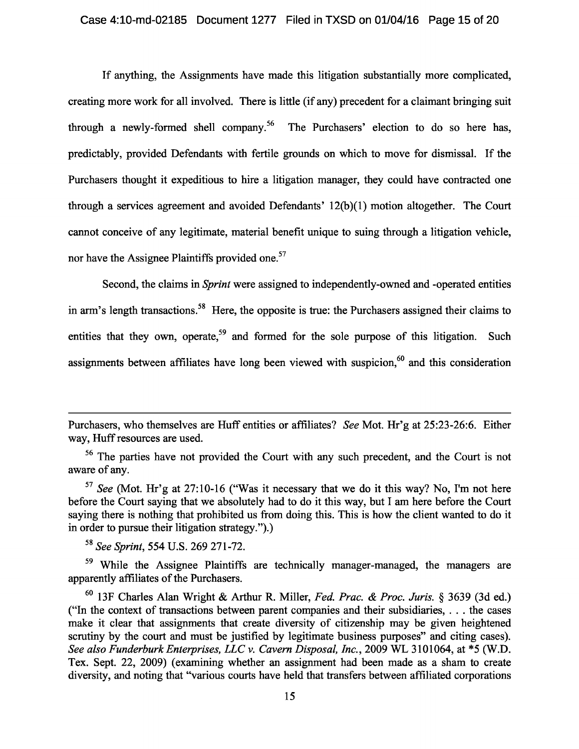If anything, the Assignments have made this litigation substantially more complicated, creating more work for all involved. There is little (if any) precedent for a claimant bringing suit through a newly-formed shell company.[56] The Purchasers' election to do so here has, predictably, provided Defendants with fertile grounds on which to move for dismissal. If the Purchasers thought it expeditious to hire a litigation manager, they could have contracted one through a services agreement and avoided Defendants' 12(b)(1) motion altogether. The Court cannot conceive of any legitimate, material benefit unique to suing through a litigation vehicle, nor have the Assignee Plaintiffs provided one.[57]

Second, the claims in *Sprint* were assigned to independently-owned and -operated entities in arm's length transactions.[58] Here, the opposite is true: the Purchasers assigned their claims to entities that they own, operate,[59] and formed for the sole purpose of this litigation. Such assignments between affiliates have long been viewed with suspicion,[60] and this consideration

---

Purchasers, who themselves are Huff entities or affiliates? *See* Mot. Hr'g at 25:23-26:6. Either way, Huff resources are used.

[56] The parties have not provided the Court with any such precedent, and the Court is not aware of any.

[57] *See* (Mot. Hr'g at 27:10-16 ("Was it necessary that we do it this way? No, I'm not here before the Court saying that we absolutely had to do it this way, but I am here before the Court saying there is nothing that prohibited us from doing this. This is how the client wanted to do it in order to pursue their litigation strategy.").)

[58] *See Sprint*, 554 U.S. 269 271-72.

[59] While the Assignee Plaintiffs are technically manager-managed, the managers are apparently affiliates of the Purchasers.

[60] 13F Charles Alan Wright & Arthur R. Miller, *Fed. Prac. & Proc. Juris.* § 3639 (3d ed.) ("In the context of transactions between parent companies and their subsidiaries, . . . the cases make it clear that assignments that create diversity of citizenship may be given heightened scrutiny by the court and must be justified by legitimate business purposes" and citing cases). *See also Funderburk Enterprises, LLC v. Cavern Disposal, Inc.*, 2009 WL 3101064, at *5 (W.D. Tex. Sept. 22, 2009) (examining whether an assignment had been made as a sham to create diversity, and noting that "various courts have held that transfers between affiliated corporations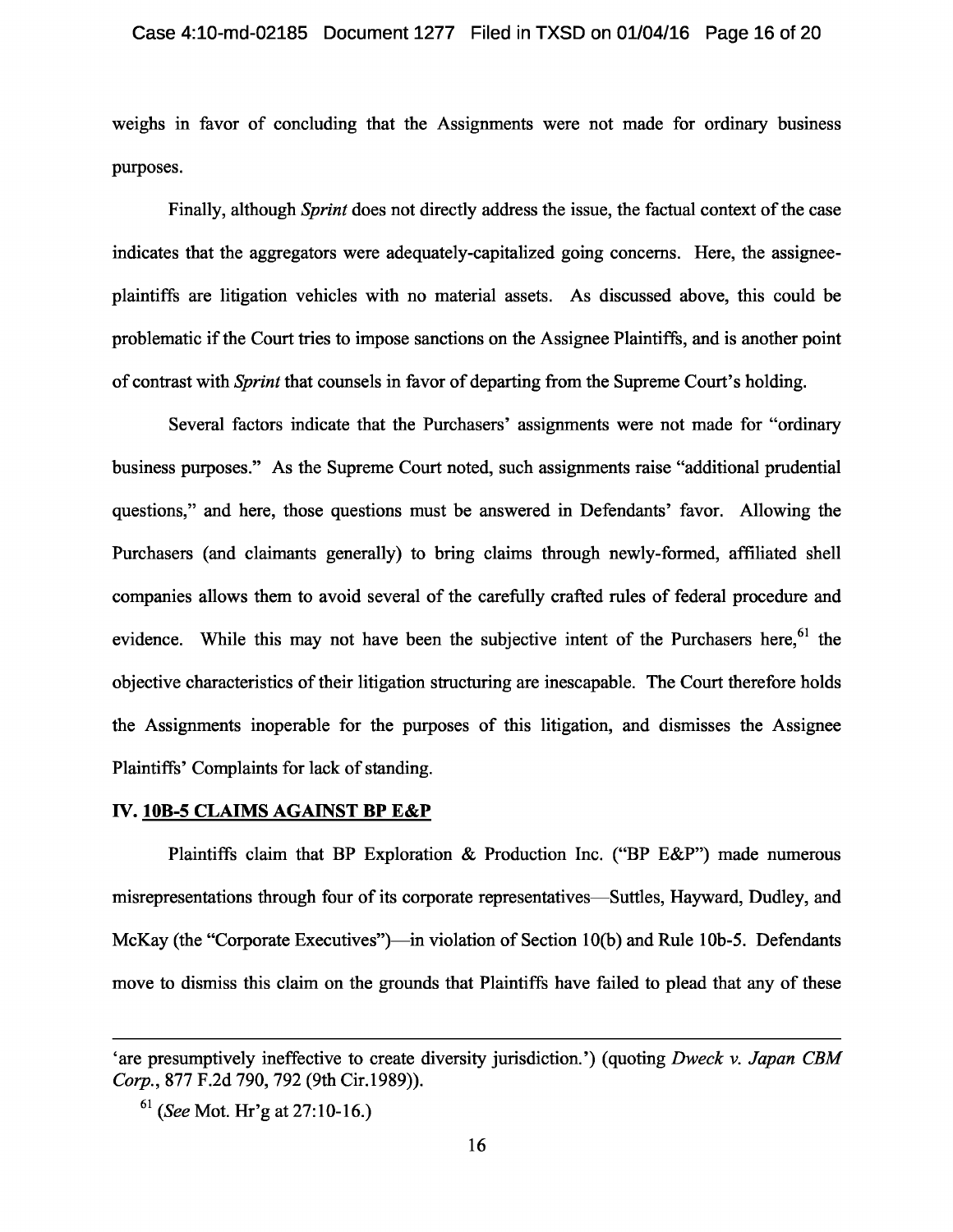weighs in favor of concluding that the Assignments were not made for ordinary business purposes.

Finally, although *Sprint* does not directly address the issue, the factual context of the case indicates that the aggregators were adequately-capitalized going concerns. Here, the assignee-plaintiffs are litigation vehicles with no material assets. As discussed above, this could be problematic if the Court tries to impose sanctions on the Assignee Plaintiffs, and is another point of contrast with *Sprint* that counsels in favor of departing from the Supreme Court's holding.

Several factors indicate that the Purchasers' assignments were not made for "ordinary business purposes." As the Supreme Court noted, such assignments raise "additional prudential questions," and here, those questions must be answered in Defendants' favor. Allowing the Purchasers (and claimants generally) to bring claims through newly-formed, affiliated shell companies allows them to avoid several of the carefully crafted rules of federal procedure and evidence. While this may not have been the subjective intent of the Purchasers here,[61] the objective characteristics of their litigation structuring are inescapable. The Court therefore holds the Assignments inoperable for the purposes of this litigation, and dismisses the Assignee Plaintiffs' Complaints for lack of standing.

## IV. 10B-5 CLAIMS AGAINST BP E&P

Plaintiffs claim that BP Exploration & Production Inc. ("BP E&P") made numerous misrepresentations through four of its corporate representatives—Suttles, Hayward, Dudley, and McKay (the "Corporate Executives")—in violation of Section 10(b) and Rule 10b-5. Defendants move to dismiss this claim on the grounds that Plaintiffs have failed to plead that any of these

---

'are presumptively ineffective to create diversity jurisdiction.') (quoting *Dweck v. Japan CBM Corp.*, 877 F.2d 790, 792 (9th Cir.1989)).

[61] (*See* Mot. Hr'g at 27:10-16.)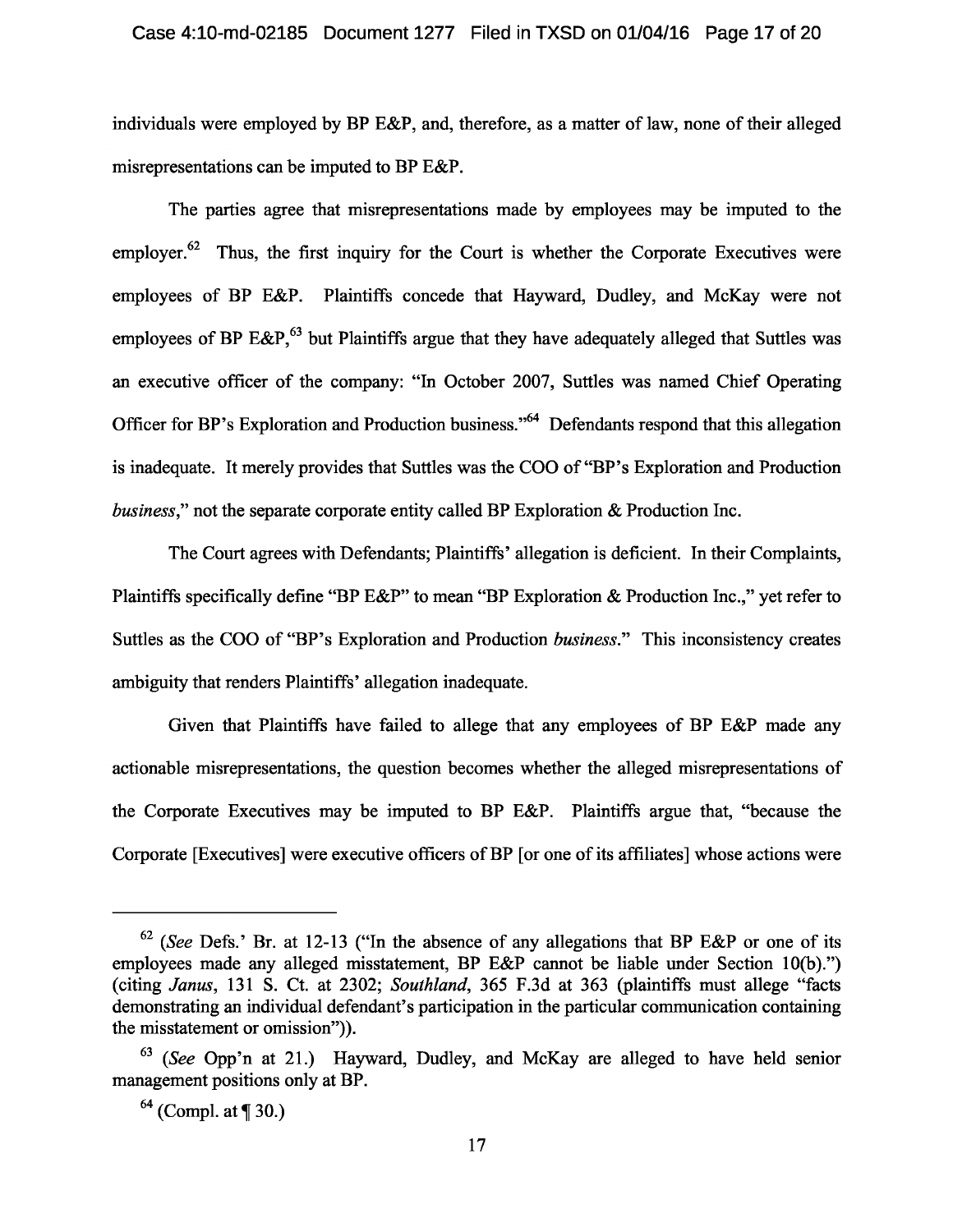individuals were employed by BP E&P, and, therefore, as a matter of law, none of their alleged misrepresentations can be imputed to BP E&P.

The parties agree that misrepresentations made by employees may be imputed to the employer.[62] Thus, the first inquiry for the Court is whether the Corporate Executives were employees of BP E&P. Plaintiffs concede that Hayward, Dudley, and McKay were not employees of BP E&P,[63] but Plaintiffs argue that they have adequately alleged that Suttles was an executive officer of the company: "In October 2007, Suttles was named Chief Operating Officer for BP's Exploration and Production business."[64] Defendants respond that this allegation is inadequate. It merely provides that Suttles was the COO of "BP's Exploration and Production *business*," not the separate corporate entity called BP Exploration & Production Inc.

The Court agrees with Defendants; Plaintiffs' allegation is deficient. In their Complaints, Plaintiffs specifically define "BP E&P" to mean "BP Exploration & Production Inc.," yet refer to Suttles as the COO of "BP's Exploration and Production *business*." This inconsistency creates ambiguity that renders Plaintiffs' allegation inadequate.

Given that Plaintiffs have failed to allege that any employees of BP E&P made any actionable misrepresentations, the question becomes whether the alleged misrepresentations of the Corporate Executives may be imputed to BP E&P. Plaintiffs argue that, "because the Corporate [Executives] were executive officers of BP [or one of its affiliates] whose actions were

---

[62] (*See* Defs.' Br. at 12-13 ("In the absence of any allegations that BP E&P or one of its employees made any alleged misstatement, BP E&P cannot be liable under Section 10(b).") (citing *Janus*, 131 S. Ct. at 2302; *Southland*, 365 F.3d at 363 (plaintiffs must allege "facts demonstrating an individual defendant's participation in the particular communication containing the misstatement or omission")).

[63] (*See* Opp'n at 21.) Hayward, Dudley, and McKay are alleged to have held senior management positions only at BP.

[64] (Compl. at ¶ 30.)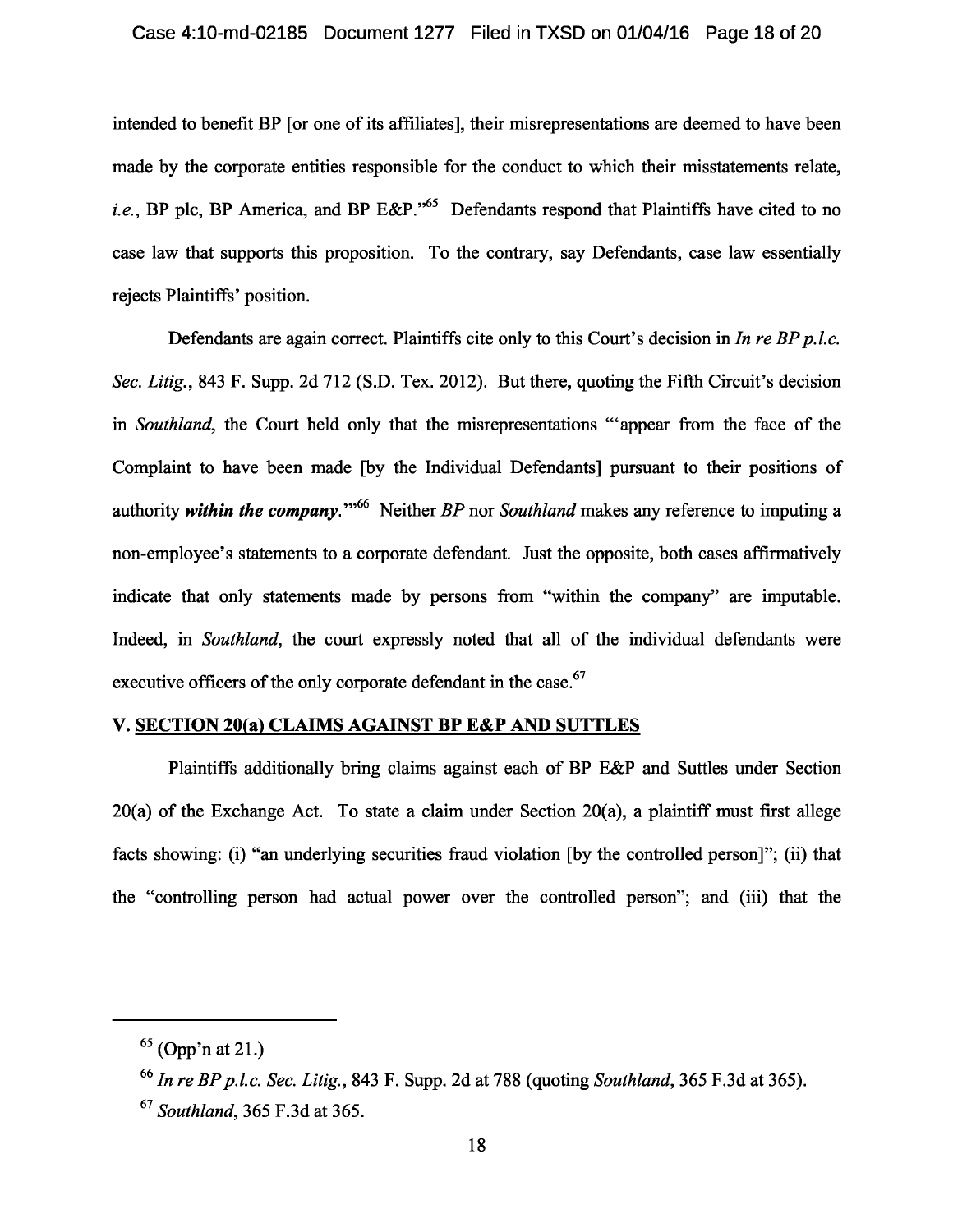intended to benefit BP [or one of its affiliates], their misrepresentations are deemed to have been made by the corporate entities responsible for the conduct to which their misstatements relate, *i.e.*, BP plc, BP America, and BP E&P."[65] Defendants respond that Plaintiffs have cited to no case law that supports this proposition. To the contrary, say Defendants, case law essentially rejects Plaintiffs' position.

Defendants are again correct. Plaintiffs cite only to this Court's decision in *In re BP p.l.c. Sec. Litig.*, 843 F. Supp. 2d 712 (S.D. Tex. 2012). But there, quoting the Fifth Circuit's decision in *Southland*, the Court held only that the misrepresentations "'appear from the face of the Complaint to have been made [by the Individual Defendants] pursuant to their positions of authority ***within the company***.'"[66] Neither *BP* nor *Southland* makes any reference to imputing a non-employee's statements to a corporate defendant. Just the opposite, both cases affirmatively indicate that only statements made by persons from "within the company" are imputable. Indeed, in *Southland*, the court expressly noted that all of the individual defendants were executive officers of the only corporate defendant in the case.[67]

## V. SECTION 20(a) CLAIMS AGAINST BP E&P AND SUTTLES

Plaintiffs additionally bring claims against each of BP E&P and Suttles under Section 20(a) of the Exchange Act. To state a claim under Section 20(a), a plaintiff must first allege facts showing: (i) "an underlying securities fraud violation [by the controlled person]"; (ii) that the "controlling person had actual power over the controlled person"; and (iii) that the

---

[65] (Opp'n at 21.)

[66] *In re BP p.l.c. Sec. Litig.*, 843 F. Supp. 2d at 788 (quoting *Southland*, 365 F.3d at 365).

[67] *Southland*, 365 F.3d at 365.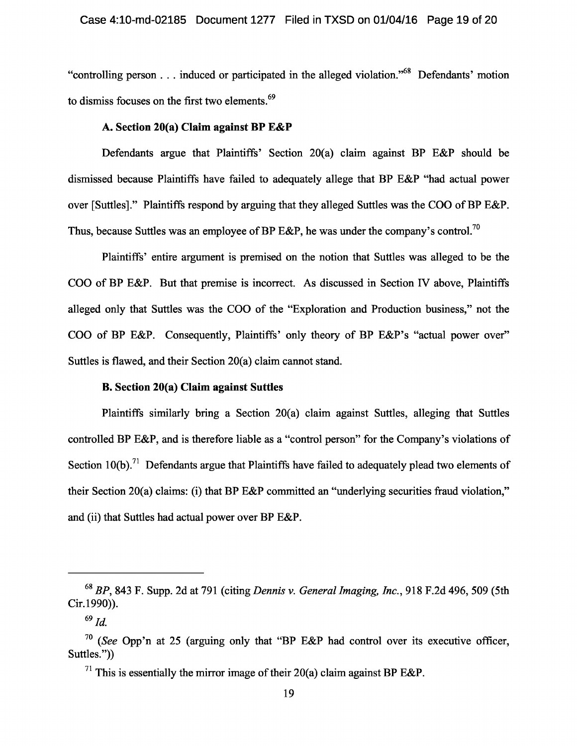"controlling person . . . induced or participated in the alleged violation."[68] Defendants' motion to dismiss focuses on the first two elements.[69]

### A. Section 20(a) Claim against BP E&P

Defendants argue that Plaintiffs' Section 20(a) claim against BP E&P should be dismissed because Plaintiffs have failed to adequately allege that BP E&P "had actual power over [Suttles]." Plaintiffs respond by arguing that they alleged Suttles was the COO of BP E&P. Thus, because Suttles was an employee of BP E&P, he was under the company's control.[70]

Plaintiffs' entire argument is premised on the notion that Suttles was alleged to be the COO of BP E&P. But that premise is incorrect. As discussed in Section IV above, Plaintiffs alleged only that Suttles was the COO of the "Exploration and Production business," not the COO of BP E&P. Consequently, Plaintiffs' only theory of BP E&P's "actual power over" Suttles is flawed, and their Section 20(a) claim cannot stand.

### B. Section 20(a) Claim against Suttles

Plaintiffs similarly bring a Section 20(a) claim against Suttles, alleging that Suttles controlled BP E&P, and is therefore liable as a "control person" for the Company's violations of Section 10(b).[71] Defendants argue that Plaintiffs have failed to adequately plead two elements of their Section 20(a) claims: (i) that BP E&P committed an "underlying securities fraud violation," and (ii) that Suttles had actual power over BP E&P.

---

[68] *BP*, 843 F. Supp. 2d at 791 (citing *Dennis v. General Imaging, Inc.*, 918 F.2d 496, 509 (5th Cir.1990)).

[69] *Id.*

[70] (*See* Opp'n at 25 (arguing only that "BP E&P had control over its executive officer, Suttles."))

[71] This is essentially the mirror image of their 20(a) claim against BP E&P.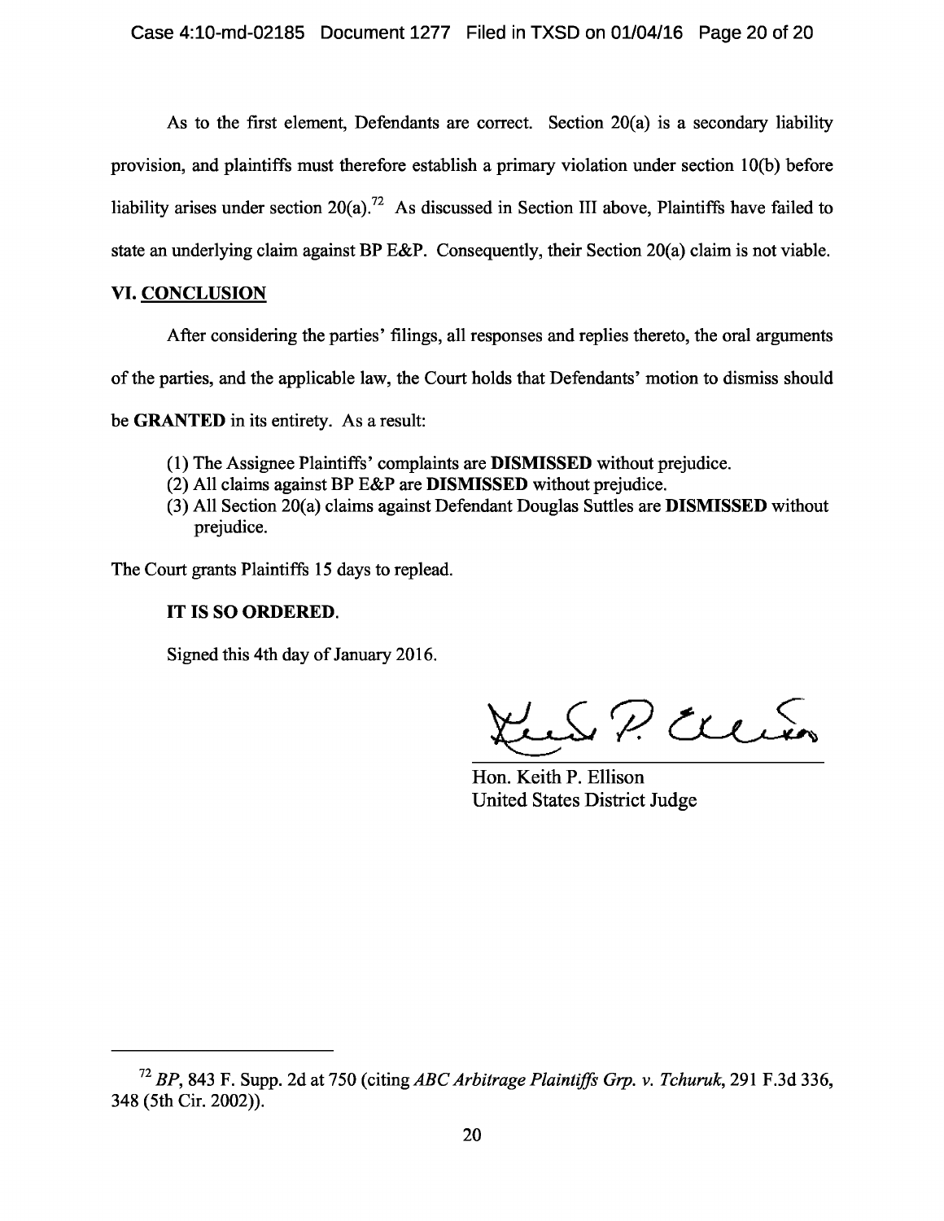As to the first element, Defendants are correct. Section 20(a) is a secondary liability provision, and plaintiffs must therefore establish a primary violation under section 10(b) before liability arises under section 20(a).[72] As discussed in Section III above, Plaintiffs have failed to state an underlying claim against BP E&P. Consequently, their Section 20(a) claim is not viable.

## VI. CONCLUSION

After considering the parties' filings, all responses and replies thereto, the oral arguments of the parties, and the applicable law, the Court holds that Defendants' motion to dismiss should be **GRANTED** in its entirety. As a result:

(1) The Assignee Plaintiffs' complaints are **DISMISSED** without prejudice.
(2) All claims against BP E&P are **DISMISSED** without prejudice.
(3) All Section 20(a) claims against Defendant Douglas Suttles are **DISMISSED** without prejudice.

The Court grants Plaintiffs 15 days to replead.

**IT IS SO ORDERED.**

Signed this 4th day of January 2016.

Hon. Keith P. Ellison
United States District Judge

---

[72] *BP*, 843 F. Supp. 2d at 750 (citing *ABC Arbitrage Plaintiffs Grp. v. Tchuruk*, 291 F.3d 336, 348 (5th Cir. 2002)).